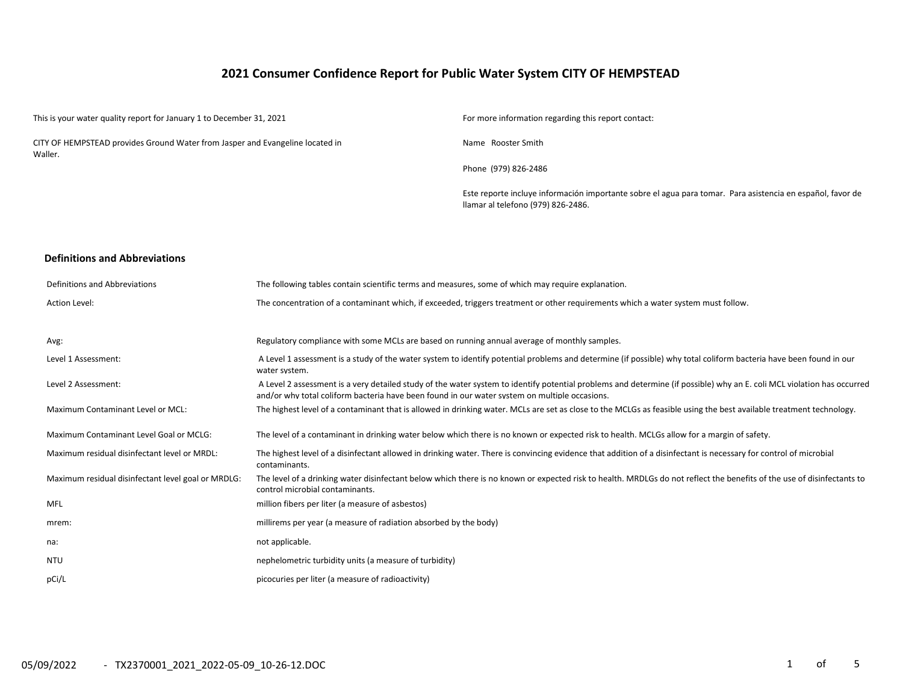# 2021 Consumer Confidence Report for Public Water System CITY OF HEMPSTEAD

This is your water quality report for January 1 to December 31, 2021

CITY OF HEMPSTEAD provides Ground Water from Jasper and Evangeline located in Waller.

For more information regarding this report contact:

Name Rooster Smith

Phone (979) 826-2486

Este reporte incluye información importante sobre el agua para tomar. Para asistencia en español, favor de llamar al telefono (979) 826-2486.

## Definitions and Abbreviations

| Definitions and Abbreviations | The following tables contain scientific terms and measures, some of which may require explanation. |
|---|---|
| Action Level: | The concentration of a contaminant which, if exceeded, triggers treatment or other requirements which a water system must follow. |
| Avg: | Regulatory compliance with some MCLs are based on running annual average of monthly samples. |
| Level 1 Assessment: | A Level 1 assessment is a study of the water system to identify potential problems and determine (if possible) why total coliform bacteria have been found in our water system. |
| Level 2 Assessment: | A Level 2 assessment is a very detailed study of the water system to identify potential problems and determine (if possible) why an E. coli MCL violation has occurred and/or why total coliform bacteria have been found in our water system on multiple occasions. |
| Maximum Contaminant Level or MCL: | The highest level of a contaminant that is allowed in drinking water. MCLs are set as close to the MCLGs as feasible using the best available treatment technology. |
| Maximum Contaminant Level Goal or MCLG: | The level of a contaminant in drinking water below which there is no known or expected risk to health. MCLGs allow for a margin of safety. |
| Maximum residual disinfectant level or MRDL: | The highest level of a disinfectant allowed in drinking water. There is convincing evidence that addition of a disinfectant is necessary for control of microbial contaminants. |
| Maximum residual disinfectant level goal or MRDLG: | The level of a drinking water disinfectant below which there is no known or expected risk to health. MRDLGs do not reflect the benefits of the use of disinfectants to control microbial contaminants. |
| MFL | million fibers per liter (a measure of asbestos) |
| mrem: | millirems per year (a measure of radiation absorbed by the body) |
| na: | not applicable. |
| NTU | nephelometric turbidity units (a measure of turbidity) |
| pCi/L | picocuries per liter (a measure of radioactivity) |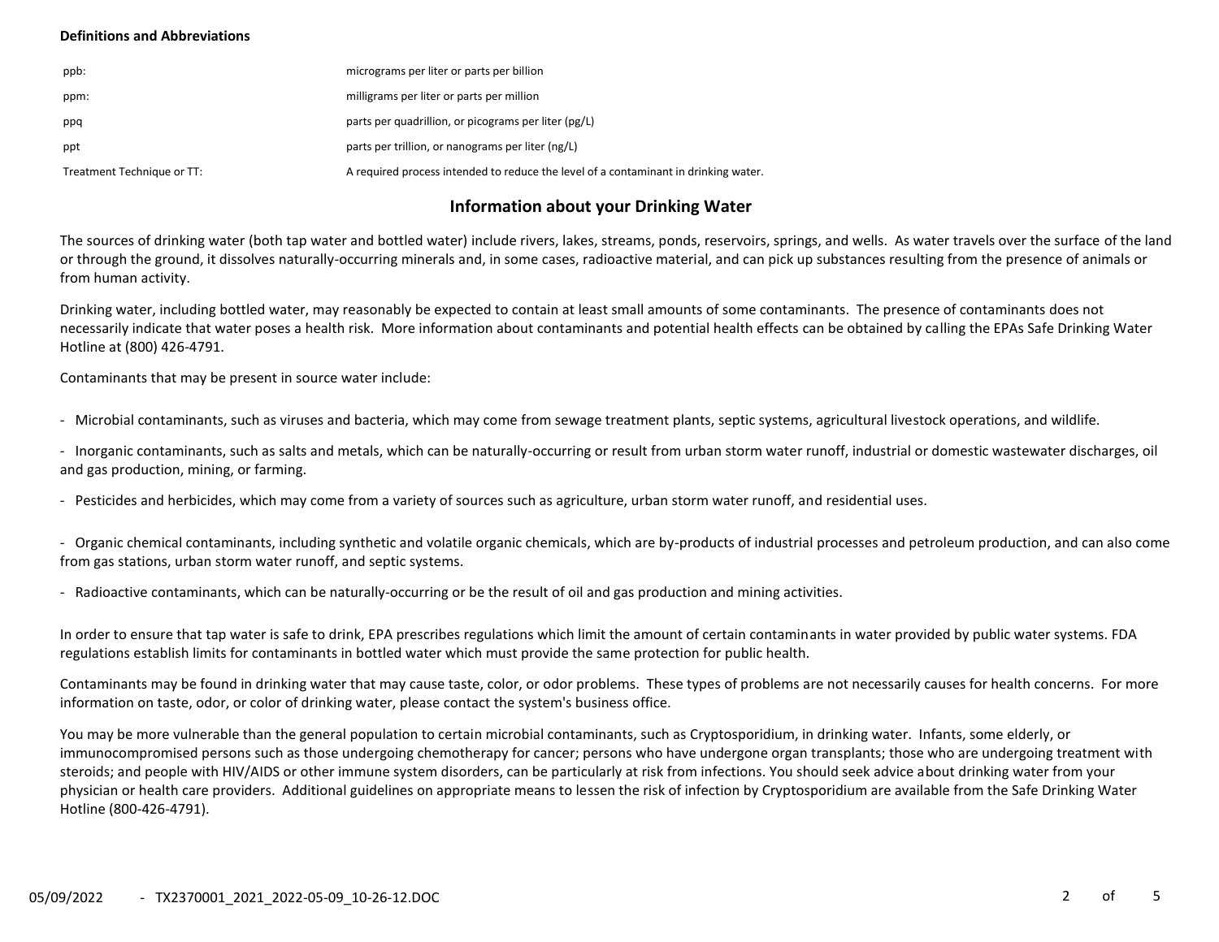**Definitions and Abbreviations**

| | |
|---|---|
| ppb: | micrograms per liter or parts per billion |
| ppm: | milligrams per liter or parts per million |
| ppq | parts per quadrillion, or picograms per liter (pg/L) |
| ppt | parts per trillion, or nanograms per liter (ng/L) |
| Treatment Technique or TT: | A required process intended to reduce the level of a contaminant in drinking water. |

## Information about your Drinking Water

The sources of drinking water (both tap water and bottled water) include rivers, lakes, streams, ponds, reservoirs, springs, and wells. As water travels over the surface of the land or through the ground, it dissolves naturally-occurring minerals and, in some cases, radioactive material, and can pick up substances resulting from the presence of animals or from human activity.

Drinking water, including bottled water, may reasonably be expected to contain at least small amounts of some contaminants. The presence of contaminants does not necessarily indicate that water poses a health risk. More information about contaminants and potential health effects can be obtained by calling the EPAs Safe Drinking Water Hotline at (800) 426-4791.

Contaminants that may be present in source water include:

- Microbial contaminants, such as viruses and bacteria, which may come from sewage treatment plants, septic systems, agricultural livestock operations, and wildlife.
- Inorganic contaminants, such as salts and metals, which can be naturally-occurring or result from urban storm water runoff, industrial or domestic wastewater discharges, oil and gas production, mining, or farming.
- Pesticides and herbicides, which may come from a variety of sources such as agriculture, urban storm water runoff, and residential uses.
- Organic chemical contaminants, including synthetic and volatile organic chemicals, which are by-products of industrial processes and petroleum production, and can also come from gas stations, urban storm water runoff, and septic systems.
- Radioactive contaminants, which can be naturally-occurring or be the result of oil and gas production and mining activities.

In order to ensure that tap water is safe to drink, EPA prescribes regulations which limit the amount of certain contaminants in water provided by public water systems. FDA regulations establish limits for contaminants in bottled water which must provide the same protection for public health.

Contaminants may be found in drinking water that may cause taste, color, or odor problems. These types of problems are not necessarily causes for health concerns. For more information on taste, odor, or color of drinking water, please contact the system's business office.

You may be more vulnerable than the general population to certain microbial contaminants, such as Cryptosporidium, in drinking water. Infants, some elderly, or immunocompromised persons such as those undergoing chemotherapy for cancer; persons who have undergone organ transplants; those who are undergoing treatment with steroids; and people with HIV/AIDS or other immune system disorders, can be particularly at risk from infections. You should seek advice about drinking water from your physician or health care providers. Additional guidelines on appropriate means to lessen the risk of infection by Cryptosporidium are available from the Safe Drinking Water Hotline (800-426-4791).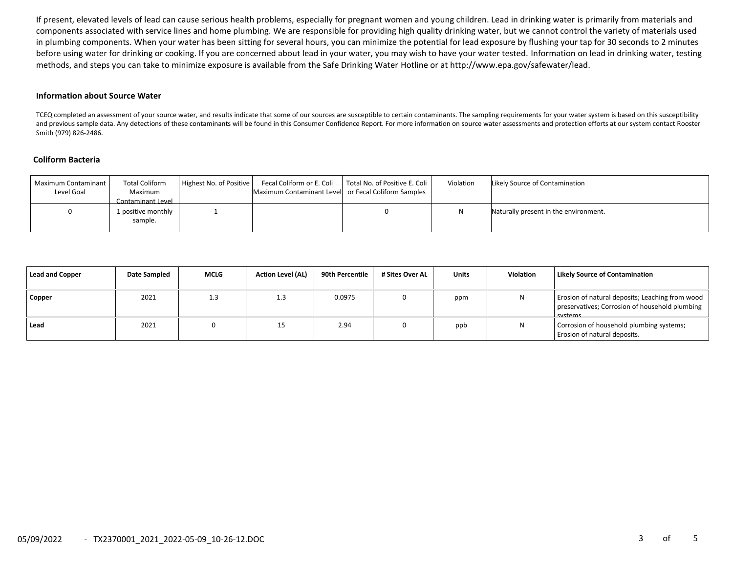If present, elevated levels of lead can cause serious health problems, especially for pregnant women and young children. Lead in drinking water is primarily from materials and components associated with service lines and home plumbing. We are responsible for providing high quality drinking water, but we cannot control the variety of materials used in plumbing components. When your water has been sitting for several hours, you can minimize the potential for lead exposure by flushing your tap for 30 seconds to 2 minutes before using water for drinking or cooking. If you are concerned about lead in your water, you may wish to have your water tested. Information on lead in drinking water, testing methods, and steps you can take to minimize exposure is available from the Safe Drinking Water Hotline or at http://www.epa.gov/safewater/lead.

### Information about Source Water

TCEQ completed an assessment of your source water, and results indicate that some of our sources are susceptible to certain contaminants. The sampling requirements for your water system is based on this susceptibility and previous sample data. Any detections of these contaminants will be found in this Consumer Confidence Report. For more information on source water assessments and protection efforts at our system contact Rooster Smith (979) 826-2486.

### Coliform Bacteria

| Maximum Contaminant Level Goal | Total Coliform Maximum Contaminant Level | Highest No. of Positive | Fecal Coliform or E. Coli Maximum Contaminant Level | Total No. of Positive E. Coli or Fecal Coliform Samples | Violation | Likely Source of Contamination |
|---|---|---|---|---|---|---|
| 0 | 1 positive monthly sample. | 1 | | 0 | N | Naturally present in the environment. |

| Lead and Copper | Date Sampled | MCLG | Action Level (AL) | 90th Percentile | # Sites Over AL | Units | Violation | Likely Source of Contamination |
|---|---|---|---|---|---|---|---|---|
| **Copper** | 2021 | 1.3 | 1.3 | 0.0975 | 0 | ppm | N | Erosion of natural deposits; Leaching from wood preservatives; Corrosion of household plumbing systems. |
| **Lead** | 2021 | 0 | 15 | 2.94 | 0 | ppb | N | Corrosion of household plumbing systems; Erosion of natural deposits. |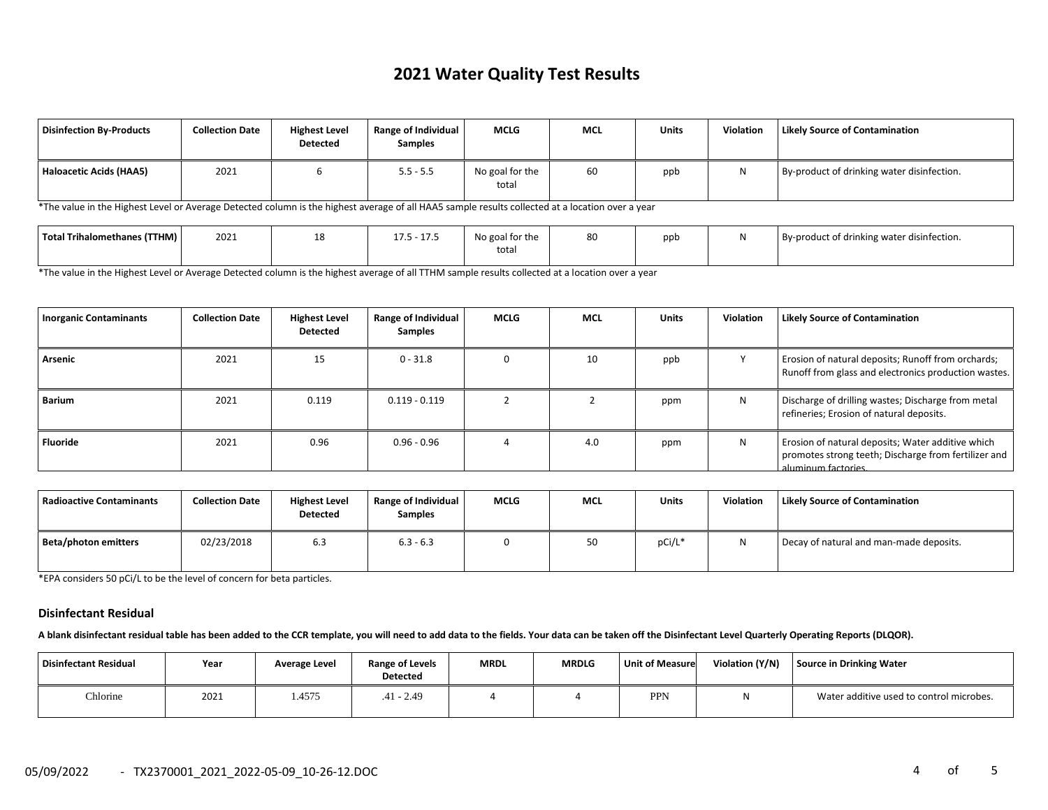# 2021 Water Quality Test Results

| Disinfection By-Products | Collection Date | Highest Level Detected | Range of Individual Samples | MCLG | MCL | Units | Violation | Likely Source of Contamination |
|---|---|---|---|---|---|---|---|---|
| Haloacetic Acids (HAA5) | 2021 | 6 | 5.5 - 5.5 | No goal for the total | 60 | ppb | N | By-product of drinking water disinfection. |

*The value in the Highest Level or Average Detected column is the highest average of all HAA5 sample results collected at a location over a year

| Disinfection By-Products | Collection Date | Highest Level Detected | Range of Individual Samples | MCLG | MCL | Units | Violation | Likely Source of Contamination |
|---|---|---|---|---|---|---|---|---|
| Total Trihalomethanes (TTHM) | 2021 | 18 | 17.5 - 17.5 | No goal for the total | 80 | ppb | N | By-product of drinking water disinfection. |

*The value in the Highest Level or Average Detected column is the highest average of all TTHM sample results collected at a location over a year

| Inorganic Contaminants | Collection Date | Highest Level Detected | Range of Individual Samples | MCLG | MCL | Units | Violation | Likely Source of Contamination |
|---|---|---|---|---|---|---|---|---|
| Arsenic | 2021 | 15 | 0 - 31.8 | 0 | 10 | ppb | Y | Erosion of natural deposits; Runoff from orchards; Runoff from glass and electronics production wastes. |
| Barium | 2021 | 0.119 | 0.119 - 0.119 | 2 | 2 | ppm | N | Discharge of drilling wastes; Discharge from metal refineries; Erosion of natural deposits. |
| Fluoride | 2021 | 0.96 | 0.96 - 0.96 | 4 | 4.0 | ppm | N | Erosion of natural deposits; Water additive which promotes strong teeth; Discharge from fertilizer and aluminum factories. |

| Radioactive Contaminants | Collection Date | Highest Level Detected | Range of Individual Samples | MCLG | MCL | Units | Violation | Likely Source of Contamination |
|---|---|---|---|---|---|---|---|---|
| Beta/photon emitters | 02/23/2018 | 6.3 | 6.3 - 6.3 | 0 | 50 | pCi/L* | N | Decay of natural and man-made deposits. |

*EPA considers 50 pCi/L to be the level of concern for beta particles.

### Disinfectant Residual

**A blank disinfectant residual table has been added to the CCR template, you will need to add data to the fields. Your data can be taken off the Disinfectant Level Quarterly Operating Reports (DLQOR).**

| Disinfectant Residual | Year | Average Level | Range of Levels Detected | MRDL | MRDLG | Unit of Measure | Violation (Y/N) | Source in Drinking Water |
|---|---|---|---|---|---|---|---|---|
| Chlorine | 2021 | 1.4575 | .41 - 2.49 | 4 | 4 | PPN | N | Water additive used to control microbes. |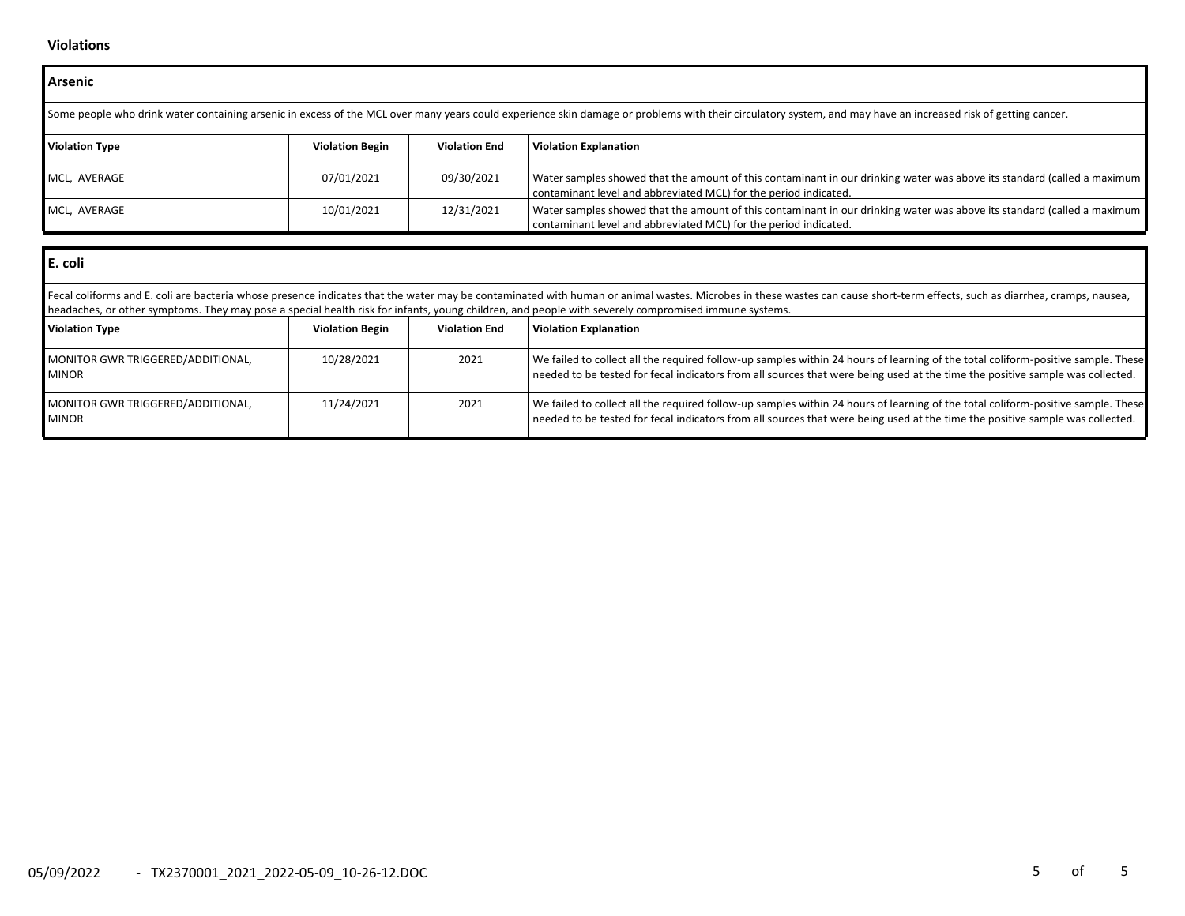## Violations

### Arsenic

Some people who drink water containing arsenic in excess of the MCL over many years could experience skin damage or problems with their circulatory system, and may have an increased risk of getting cancer.

| Violation Type | Violation Begin | Violation End | Violation Explanation |
|---|---|---|---|
| MCL, AVERAGE | 07/01/2021 | 09/30/2021 | Water samples showed that the amount of this contaminant in our drinking water was above its standard (called a maximum contaminant level and abbreviated MCL) for the period indicated. |
| MCL, AVERAGE | 10/01/2021 | 12/31/2021 | Water samples showed that the amount of this contaminant in our drinking water was above its standard (called a maximum contaminant level and abbreviated MCL) for the period indicated. |

### E. coli

Fecal coliforms and E. coli are bacteria whose presence indicates that the water may be contaminated with human or animal wastes. Microbes in these wastes can cause short-term effects, such as diarrhea, cramps, nausea, headaches, or other symptoms. They may pose a special health risk for infants, young children, and people with severely compromised immune systems.

| Violation Type | Violation Begin | Violation End | Violation Explanation |
|---|---|---|---|
| MONITOR GWR TRIGGERED/ADDITIONAL, MINOR | 10/28/2021 | 2021 | We failed to collect all the required follow-up samples within 24 hours of learning of the total coliform-positive sample. These needed to be tested for fecal indicators from all sources that were being used at the time the positive sample was collected. |
| MONITOR GWR TRIGGERED/ADDITIONAL, MINOR | 11/24/2021 | 2021 | We failed to collect all the required follow-up samples within 24 hours of learning of the total coliform-positive sample. These needed to be tested for fecal indicators from all sources that were being used at the time the positive sample was collected. |